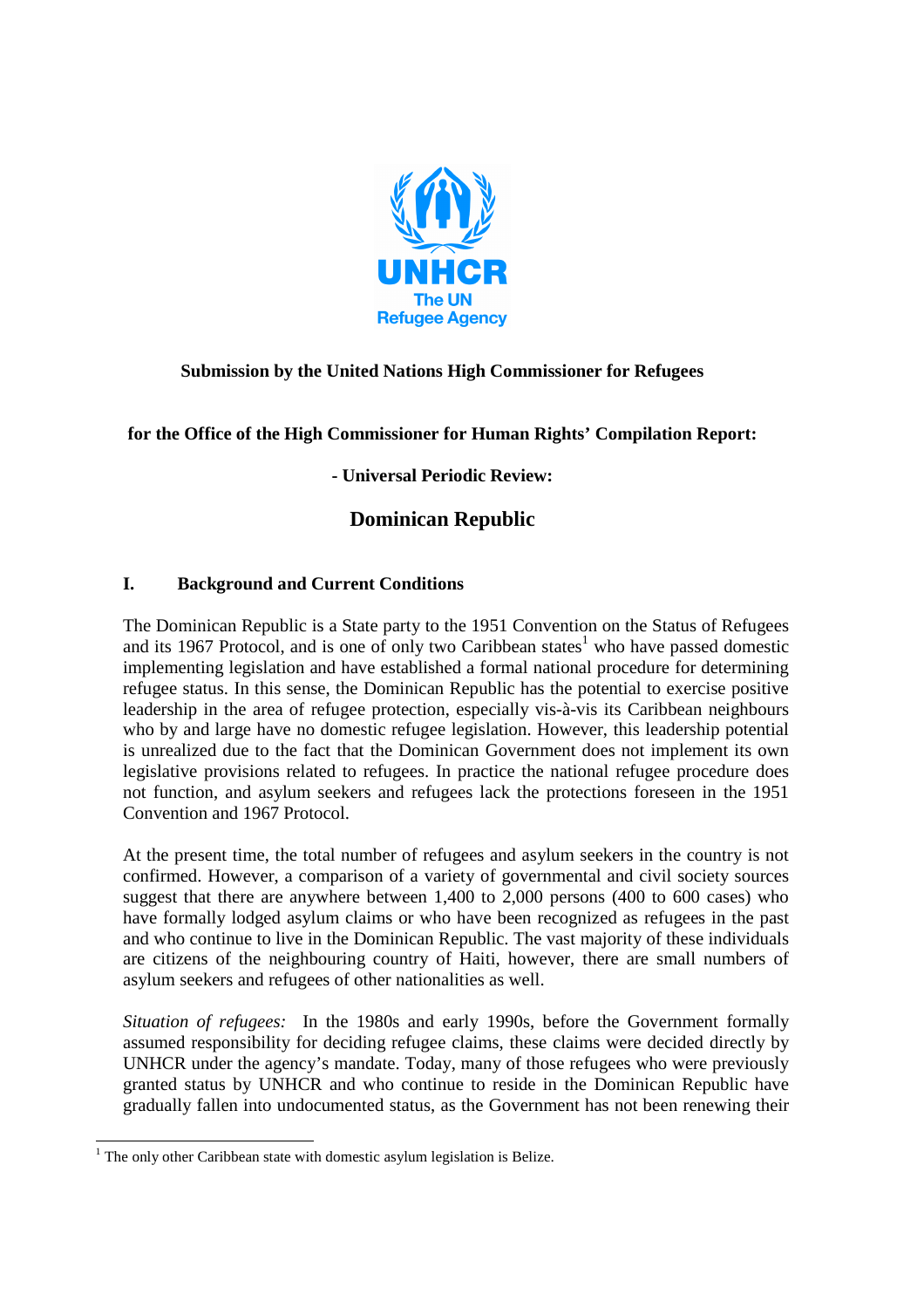**Submission by the United Nations High Commissioner for Refugees**

**for the Office of the High Commissioner for Human Rights' Compilation Report:**

**- Universal Periodic Review:**

# Dominican Republic

## I. Background and Current Conditions

The Dominican Republic is a State party to the 1951 Convention on the Status of Refugees and its 1967 Protocol, and is one of only two Caribbean states[1] who have passed domestic implementing legislation and have established a formal national procedure for determining refugee status. In this sense, the Dominican Republic has the potential to exercise positive leadership in the area of refugee protection, especially vis-à-vis its Caribbean neighbours who by and large have no domestic refugee legislation. However, this leadership potential is unrealized due to the fact that the Dominican Government does not implement its own legislative provisions related to refugees. In practice the national refugee procedure does not function, and asylum seekers and refugees lack the protections foreseen in the 1951 Convention and 1967 Protocol.

At the present time, the total number of refugees and asylum seekers in the country is not confirmed. However, a comparison of a variety of governmental and civil society sources suggest that there are anywhere between 1,400 to 2,000 persons (400 to 600 cases) who have formally lodged asylum claims or who have been recognized as refugees in the past and who continue to live in the Dominican Republic. The vast majority of these individuals are citizens of the neighbouring country of Haiti, however, there are small numbers of asylum seekers and refugees of other nationalities as well.

*Situation of refugees:* In the 1980s and early 1990s, before the Government formally assumed responsibility for deciding refugee claims, these claims were decided directly by UNHCR under the agency's mandate. Today, many of those refugees who were previously granted status by UNHCR and who continue to reside in the Dominican Republic have gradually fallen into undocumented status, as the Government has not been renewing their

---

[1] The only other Caribbean state with domestic asylum legislation is Belize.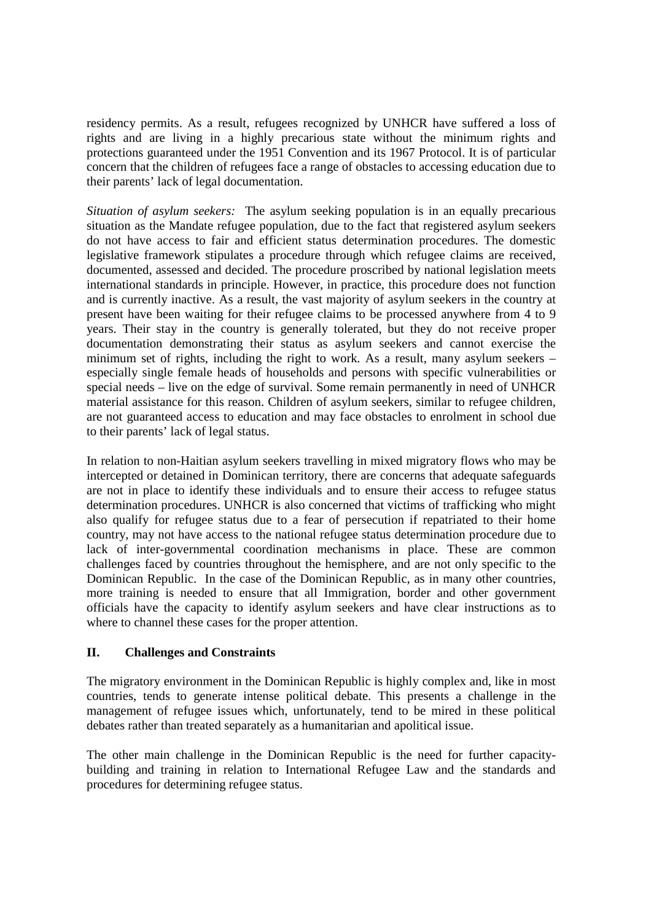residency permits. As a result, refugees recognized by UNHCR have suffered a loss of rights and are living in a highly precarious state without the minimum rights and protections guaranteed under the 1951 Convention and its 1967 Protocol. It is of particular concern that the children of refugees face a range of obstacles to accessing education due to their parents' lack of legal documentation.

*Situation of asylum seekers:* The asylum seeking population is in an equally precarious situation as the Mandate refugee population, due to the fact that registered asylum seekers do not have access to fair and efficient status determination procedures. The domestic legislative framework stipulates a procedure through which refugee claims are received, documented, assessed and decided. The procedure proscribed by national legislation meets international standards in principle. However, in practice, this procedure does not function and is currently inactive. As a result, the vast majority of asylum seekers in the country at present have been waiting for their refugee claims to be processed anywhere from 4 to 9 years. Their stay in the country is generally tolerated, but they do not receive proper documentation demonstrating their status as asylum seekers and cannot exercise the minimum set of rights, including the right to work. As a result, many asylum seekers – especially single female heads of households and persons with specific vulnerabilities or special needs – live on the edge of survival. Some remain permanently in need of UNHCR material assistance for this reason. Children of asylum seekers, similar to refugee children, are not guaranteed access to education and may face obstacles to enrolment in school due to their parents' lack of legal status.

In relation to non-Haitian asylum seekers travelling in mixed migratory flows who may be intercepted or detained in Dominican territory, there are concerns that adequate safeguards are not in place to identify these individuals and to ensure their access to refugee status determination procedures. UNHCR is also concerned that victims of trafficking who might also qualify for refugee status due to a fear of persecution if repatriated to their home country, may not have access to the national refugee status determination procedure due to lack of inter-governmental coordination mechanisms in place. These are common challenges faced by countries throughout the hemisphere, and are not only specific to the Dominican Republic. In the case of the Dominican Republic, as in many other countries, more training is needed to ensure that all Immigration, border and other government officials have the capacity to identify asylum seekers and have clear instructions as to where to channel these cases for the proper attention.

## II. Challenges and Constraints

The migratory environment in the Dominican Republic is highly complex and, like in most countries, tends to generate intense political debate. This presents a challenge in the management of refugee issues which, unfortunately, tend to be mired in these political debates rather than treated separately as a humanitarian and apolitical issue.

The other main challenge in the Dominican Republic is the need for further capacity-building and training in relation to International Refugee Law and the standards and procedures for determining refugee status.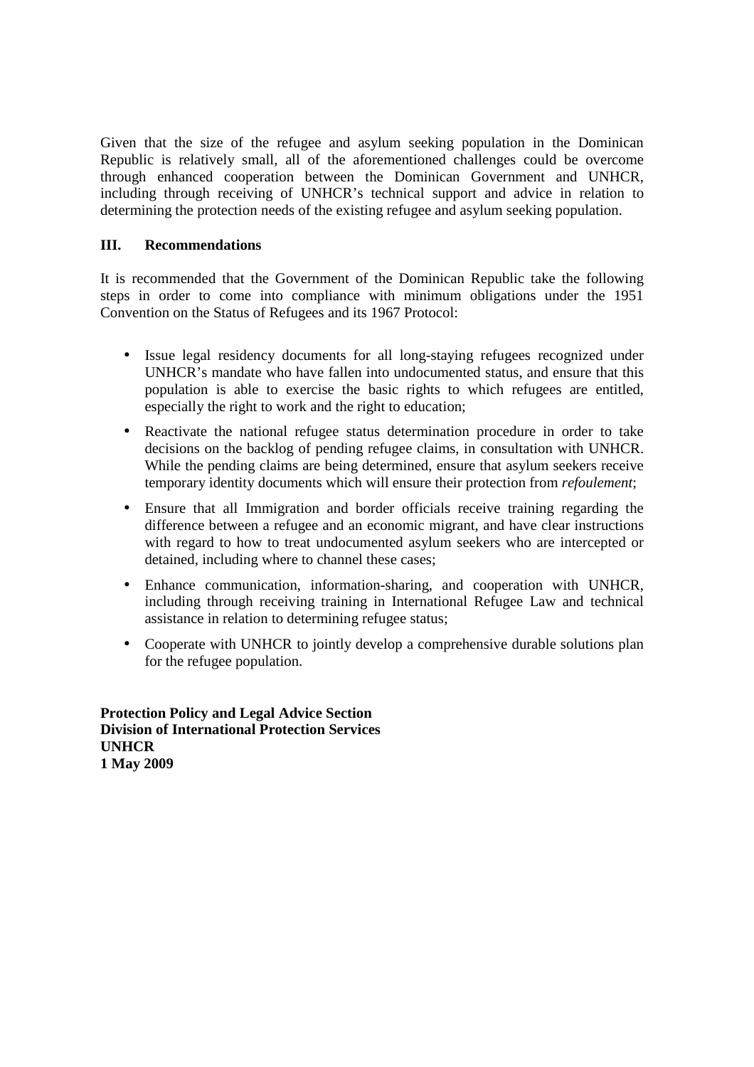Given that the size of the refugee and asylum seeking population in the Dominican Republic is relatively small, all of the aforementioned challenges could be overcome through enhanced cooperation between the Dominican Government and UNHCR, including through receiving of UNHCR's technical support and advice in relation to determining the protection needs of the existing refugee and asylum seeking population.

## III. Recommendations

It is recommended that the Government of the Dominican Republic take the following steps in order to come into compliance with minimum obligations under the 1951 Convention on the Status of Refugees and its 1967 Protocol:

- Issue legal residency documents for all long-staying refugees recognized under UNHCR's mandate who have fallen into undocumented status, and ensure that this population is able to exercise the basic rights to which refugees are entitled, especially the right to work and the right to education;
- Reactivate the national refugee status determination procedure in order to take decisions on the backlog of pending refugee claims, in consultation with UNHCR. While the pending claims are being determined, ensure that asylum seekers receive temporary identity documents which will ensure their protection from *refoulement*;
- Ensure that all Immigration and border officials receive training regarding the difference between a refugee and an economic migrant, and have clear instructions with regard to how to treat undocumented asylum seekers who are intercepted or detained, including where to channel these cases;
- Enhance communication, information-sharing, and cooperation with UNHCR, including through receiving training in International Refugee Law and technical assistance in relation to determining refugee status;
- Cooperate with UNHCR to jointly develop a comprehensive durable solutions plan for the refugee population.

**Protection Policy and Legal Advice Section**
**Division of International Protection Services**
**UNHCR**
**1 May 2009**